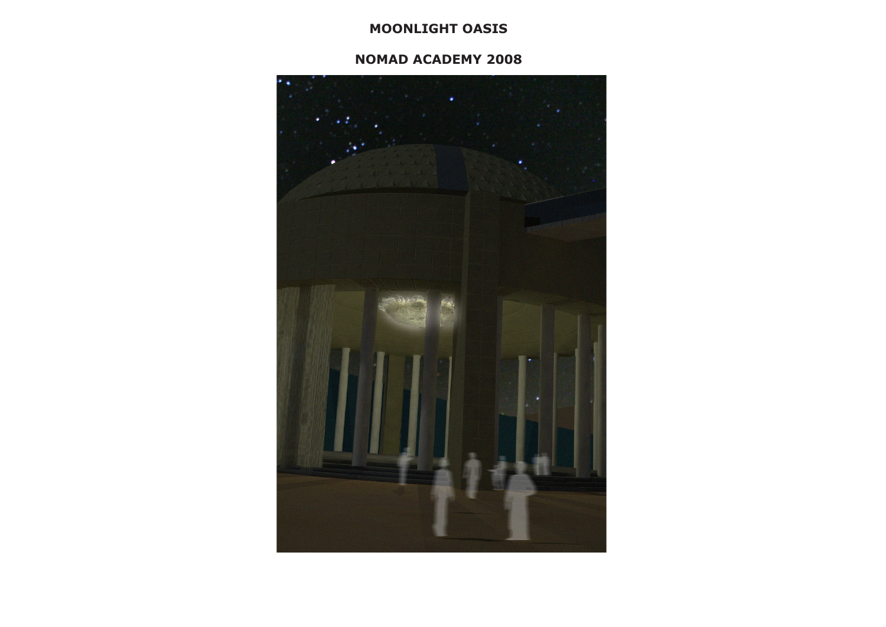# MOONLIGHT OASIS

## NOMAD ACADEMY 2008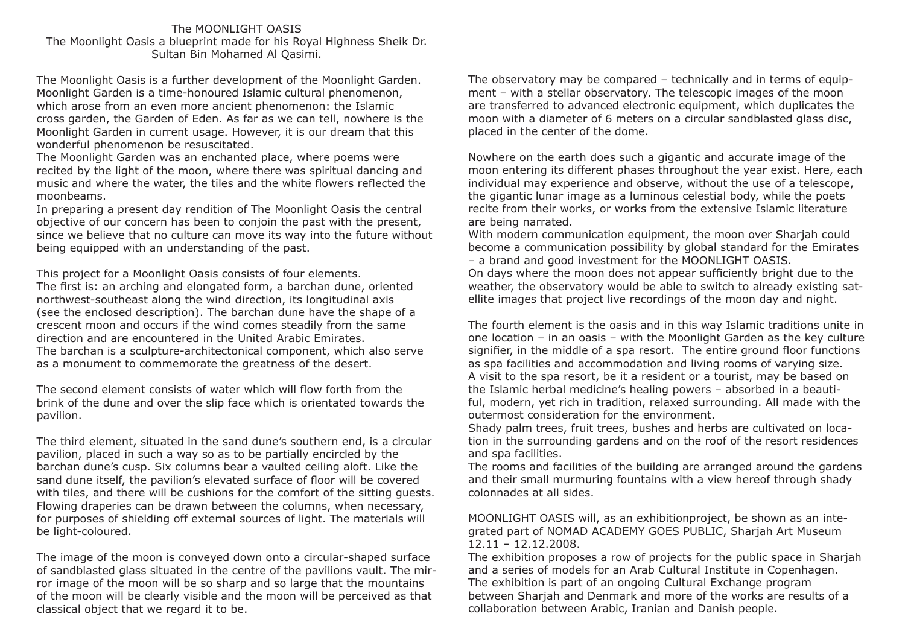# The MOONLIGHT OASIS

The Moonlight Oasis a blueprint made for his Royal Highness Sheik Dr. Sultan Bin Mohamed Al Qasimi.

The Moonlight Oasis is a further development of the Moonlight Garden. Moonlight Garden is a time-honoured Islamic cultural phenomenon, which arose from an even more ancient phenomenon: the Islamic cross garden, the Garden of Eden. As far as we can tell, nowhere is the Moonlight Garden in current usage. However, it is our dream that this wonderful phenomenon be resuscitated.

The Moonlight Garden was an enchanted place, where poems were recited by the light of the moon, where there was spiritual dancing and music and where the water, the tiles and the white flowers reflected the moonbeams.

In preparing a present day rendition of The Moonlight Oasis the central objective of our concern has been to conjoin the past with the present, since we believe that no culture can move its way into the future without being equipped with an understanding of the past.

This project for a Moonlight Oasis consists of four elements.

The first is: an arching and elongated form, a barchan dune, oriented northwest-southeast along the wind direction, its longitudinal axis (see the enclosed description). The barchan dune have the shape of a crescent moon and occurs if the wind comes steadily from the same direction and are encountered in the United Arabic Emirates.

The barchan is a sculpture-architectonical component, which also serve as a monument to commemorate the greatness of the desert.

The second element consists of water which will flow forth from the brink of the dune and over the slip face which is orientated towards the pavilion.

The third element, situated in the sand dune's southern end, is a circular pavilion, placed in such a way so as to be partially encircled by the barchan dune's cusp. Six columns bear a vaulted ceiling aloft. Like the sand dune itself, the pavilion's elevated surface of floor will be covered with tiles, and there will be cushions for the comfort of the sitting guests. Flowing draperies can be drawn between the columns, when necessary, for purposes of shielding off external sources of light. The materials will be light-coloured.

The image of the moon is conveyed down onto a circular-shaped surface of sandblasted glass situated in the centre of the pavilions vault. The mirror image of the moon will be so sharp and so large that the mountains of the moon will be clearly visible and the moon will be perceived as that classical object that we regard it to be.

The observatory may be compared – technically and in terms of equipment – with a stellar observatory. The telescopic images of the moon are transferred to advanced electronic equipment, which duplicates the moon with a diameter of 6 meters on a circular sandblasted glass disc, placed in the center of the dome.

Nowhere on the earth does such a gigantic and accurate image of the moon entering its different phases throughout the year exist. Here, each individual may experience and observe, without the use of a telescope, the gigantic lunar image as a luminous celestial body, while the poets recite from their works, or works from the extensive Islamic literature are being narrated.

With modern communication equipment, the moon over Sharjah could become a communication possibility by global standard for the Emirates – a brand and good investment for the MOONLIGHT OASIS.

On days where the moon does not appear sufficiently bright due to the weather, the observatory would be able to switch to already existing satellite images that project live recordings of the moon day and night.

The fourth element is the oasis and in this way Islamic traditions unite in one location – in an oasis – with the Moonlight Garden as the key culture signifier, in the middle of a spa resort. The entire ground floor functions as spa facilities and accommodation and living rooms of varying size.

A visit to the spa resort, be it a resident or a tourist, may be based on the Islamic herbal medicine's healing powers – absorbed in a beautiful, modern, yet rich in tradition, relaxed surrounding. All made with the outermost consideration for the environment.

Shady palm trees, fruit trees, bushes and herbs are cultivated on location in the surrounding gardens and on the roof of the resort residences and spa facilities.

The rooms and facilities of the building are arranged around the gardens and their small murmuring fountains with a view hereof through shady colonnades at all sides.

MOONLIGHT OASIS will, as an exhibitionproject, be shown as an integrated part of NOMAD ACADEMY GOES PUBLIC, Sharjah Art Museum 12.11 – 12.12.2008.

The exhibition proposes a row of projects for the public space in Sharjah and a series of models for an Arab Cultural Institute in Copenhagen.

The exhibition is part of an ongoing Cultural Exchange program between Sharjah and Denmark and more of the works are results of a collaboration between Arabic, Iranian and Danish people.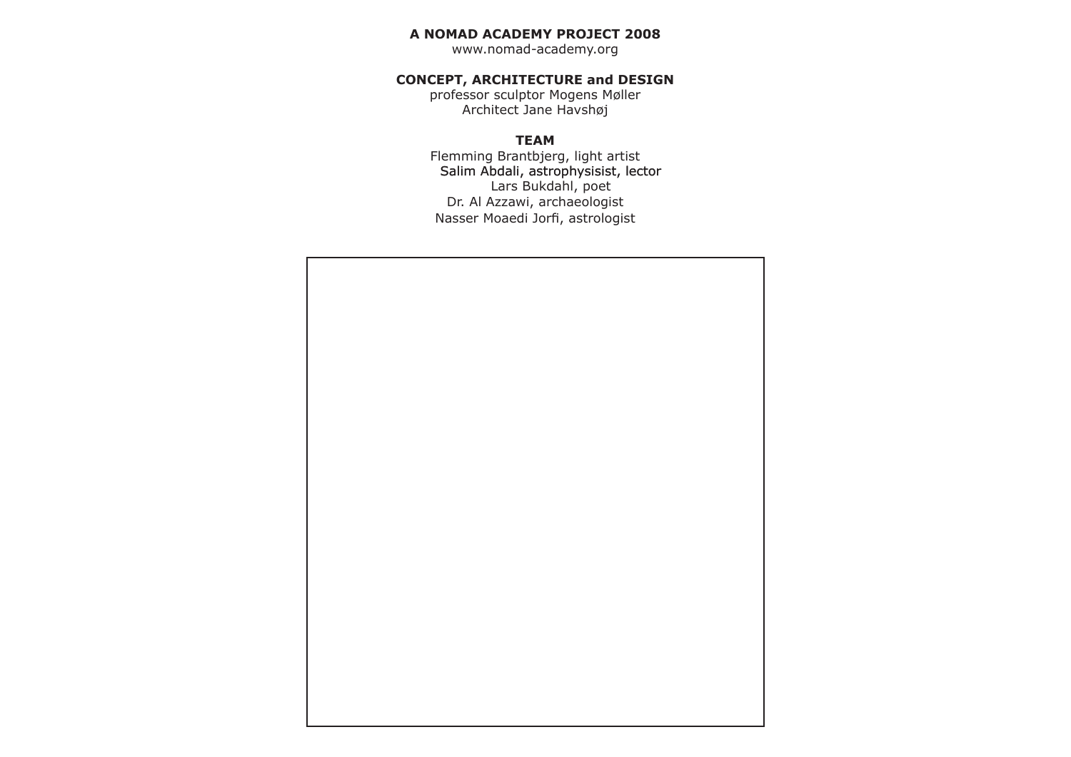**A NOMAD ACADEMY PROJECT 2008**
www.nomad-academy.org

**CONCEPT, ARCHITECTURE and DESIGN**
professor sculptor Mogens Møller
Architect Jane Havshøj

**TEAM**
Flemming Brantbjerg, light artist
Salim Abdali, astrophysisist, lector
Lars Bukdahl, poet
Dr. Al Azzawi, archaeologist
Nasser Moaedi Jorfi, astrologist